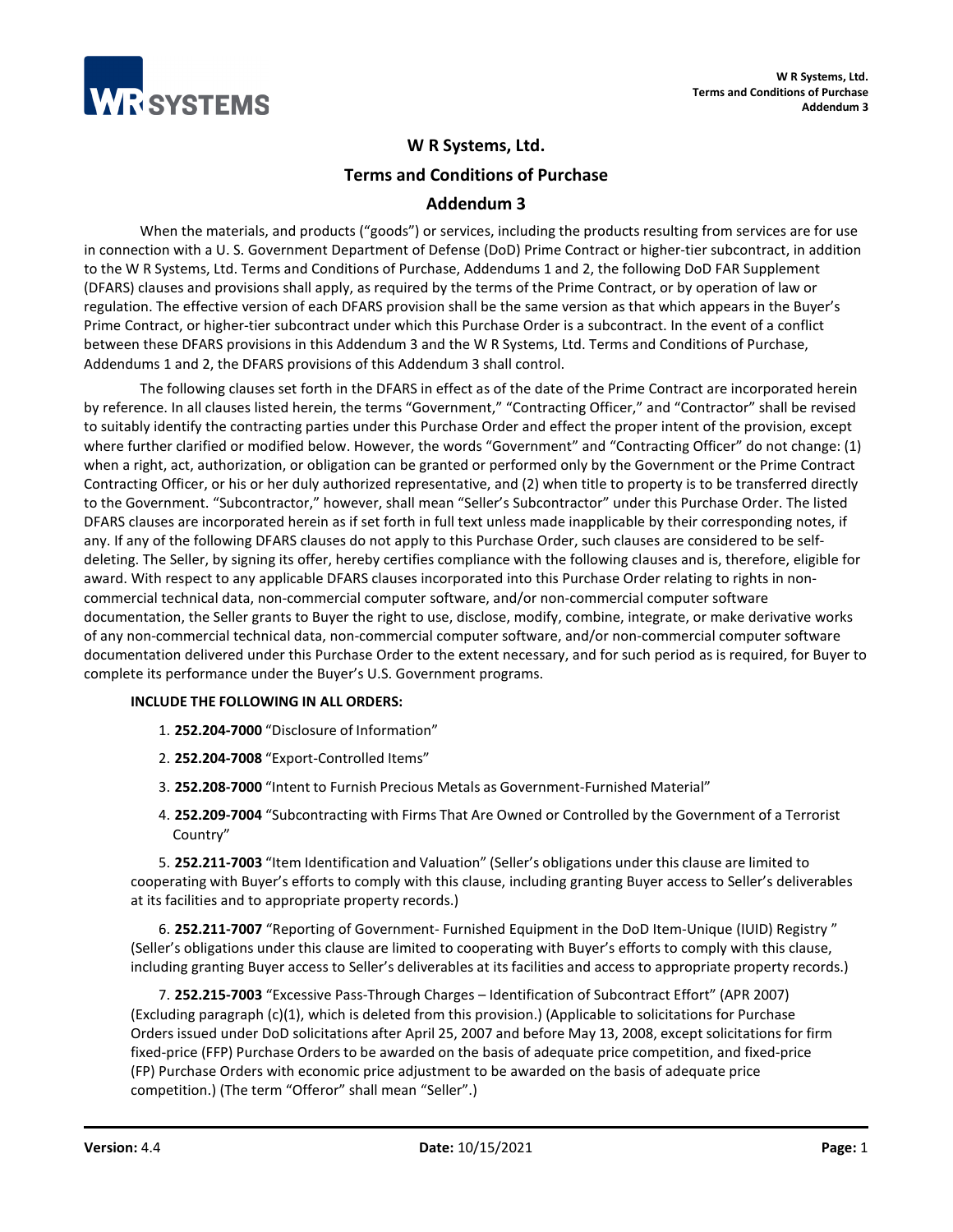# W R Systems, Ltd.

## Terms and Conditions of Purchase

## Addendum 3

When the materials, and products ("goods") or services, including the products resulting from services are for use in connection with a U. S. Government Department of Defense (DoD) Prime Contract or higher-tier subcontract, in addition to the W R Systems, Ltd. Terms and Conditions of Purchase, Addendums 1 and 2, the following DoD FAR Supplement (DFARS) clauses and provisions shall apply, as required by the terms of the Prime Contract, or by operation of law or regulation. The effective version of each DFARS provision shall be the same version as that which appears in the Buyer's Prime Contract, or higher-tier subcontract under which this Purchase Order is a subcontract. In the event of a conflict between these DFARS provisions in this Addendum 3 and the W R Systems, Ltd. Terms and Conditions of Purchase, Addendums 1 and 2, the DFARS provisions of this Addendum 3 shall control.

The following clauses set forth in the DFARS in effect as of the date of the Prime Contract are incorporated herein by reference. In all clauses listed herein, the terms "Government," "Contracting Officer," and "Contractor" shall be revised to suitably identify the contracting parties under this Purchase Order and effect the proper intent of the provision, except where further clarified or modified below. However, the words "Government" and "Contracting Officer" do not change: (1) when a right, act, authorization, or obligation can be granted or performed only by the Government or the Prime Contract Contracting Officer, or his or her duly authorized representative, and (2) when title to property is to be transferred directly to the Government. "Subcontractor," however, shall mean "Seller's Subcontractor" under this Purchase Order. The listed DFARS clauses are incorporated herein as if set forth in full text unless made inapplicable by their corresponding notes, if any. If any of the following DFARS clauses do not apply to this Purchase Order, such clauses are considered to be self-deleting. The Seller, by signing its offer, hereby certifies compliance with the following clauses and is, therefore, eligible for award. With respect to any applicable DFARS clauses incorporated into this Purchase Order relating to rights in non-commercial technical data, non-commercial computer software, and/or non-commercial computer software documentation, the Seller grants to Buyer the right to use, disclose, modify, combine, integrate, or make derivative works of any non-commercial technical data, non-commercial computer software, and/or non-commercial computer software documentation delivered under this Purchase Order to the extent necessary, and for such period as is required, for Buyer to complete its performance under the Buyer's U.S. Government programs.

**INCLUDE THE FOLLOWING IN ALL ORDERS:**

1. **252.204-7000** "Disclosure of Information"
2. **252.204-7008** "Export-Controlled Items"
3. **252.208-7000** "Intent to Furnish Precious Metals as Government-Furnished Material"
4. **252.209-7004** "Subcontracting with Firms That Are Owned or Controlled by the Government of a Terrorist Country"
5. **252.211-7003** "Item Identification and Valuation" (Seller's obligations under this clause are limited to cooperating with Buyer's efforts to comply with this clause, including granting Buyer access to Seller's deliverables at its facilities and to appropriate property records.)
6. **252.211-7007** "Reporting of Government- Furnished Equipment in the DoD Item-Unique (IUID) Registry " (Seller's obligations under this clause are limited to cooperating with Buyer's efforts to comply with this clause, including granting Buyer access to Seller's deliverables at its facilities and access to appropriate property records.)
7. **252.215-7003** "Excessive Pass-Through Charges – Identification of Subcontract Effort" (APR 2007) (Excluding paragraph (c)(1), which is deleted from this provision.) (Applicable to solicitations for Purchase Orders issued under DoD solicitations after April 25, 2007 and before May 13, 2008, except solicitations for firm fixed-price (FFP) Purchase Orders to be awarded on the basis of adequate price competition, and fixed-price (FP) Purchase Orders with economic price adjustment to be awarded on the basis of adequate price competition.) (The term "Offeror" shall mean "Seller".)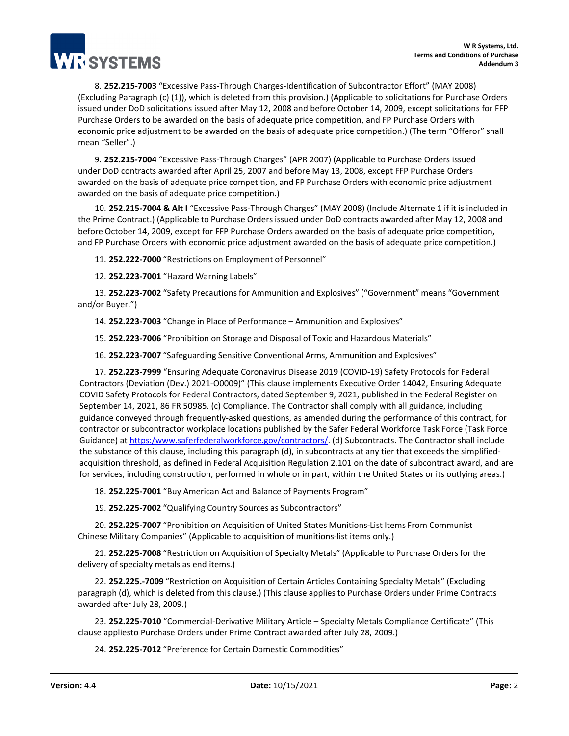8. **252.215-7003** “Excessive Pass-Through Charges-Identification of Subcontractor Effort” (MAY 2008) (Excluding Paragraph (c) (1)), which is deleted from this provision.) (Applicable to solicitations for Purchase Orders issued under DoD solicitations issued after May 12, 2008 and before October 14, 2009, except solicitations for FFP Purchase Orders to be awarded on the basis of adequate price competition, and FP Purchase Orders with economic price adjustment to be awarded on the basis of adequate price competition.) (The term “Offeror” shall mean “Seller”.)

9. **252.215-7004** “Excessive Pass-Through Charges” (APR 2007) (Applicable to Purchase Orders issued under DoD contracts awarded after April 25, 2007 and before May 13, 2008, except FFP Purchase Orders awarded on the basis of adequate price competition, and FP Purchase Orders with economic price adjustment awarded on the basis of adequate price competition.)

10. **252.215-7004 & Alt I** “Excessive Pass-Through Charges” (MAY 2008) (Include Alternate 1 if it is included in the Prime Contract.) (Applicable to Purchase Orders issued under DoD contracts awarded after May 12, 2008 and before October 14, 2009, except for FFP Purchase Orders awarded on the basis of adequate price competition, and FP Purchase Orders with economic price adjustment awarded on the basis of adequate price competition.)

11. **252.222-7000** “Restrictions on Employment of Personnel”

12. **252.223-7001** “Hazard Warning Labels”

13. **252.223-7002** “Safety Precautions for Ammunition and Explosives” (“Government” means “Government and/or Buyer.”)

14. **252.223-7003** “Change in Place of Performance – Ammunition and Explosives”

15. **252.223-7006** “Prohibition on Storage and Disposal of Toxic and Hazardous Materials”

16. **252.223-7007** “Safeguarding Sensitive Conventional Arms, Ammunition and Explosives”

17. **252.223-7999** “Ensuring Adequate Coronavirus Disease 2019 (COVID-19) Safety Protocols for Federal Contractors (Deviation (Dev.) 2021-O0009)” (This clause implements Executive Order 14042, Ensuring Adequate COVID Safety Protocols for Federal Contractors, dated September 9, 2021, published in the Federal Register on September 14, 2021, 86 FR 50985. (c) Compliance. The Contractor shall comply with all guidance, including guidance conveyed through frequently-asked questions, as amended during the performance of this contract, for contractor or subcontractor workplace locations published by the Safer Federal Workforce Task Force (Task Force Guidance) at [https:/www.saferfederalworkforce.gov/contractors/](https:/www.saferfederalworkforce.gov/contractors/). (d) Subcontracts. The Contractor shall include the substance of this clause, including this paragraph (d), in subcontracts at any tier that exceeds the simplified-acquisition threshold, as defined in Federal Acquisition Regulation 2.101 on the date of subcontract award, and are for services, including construction, performed in whole or in part, within the United States or its outlying areas.)

18. **252.225-7001** “Buy American Act and Balance of Payments Program”

19. **252.225-7002** “Qualifying Country Sources as Subcontractors”

20. **252.225-7007** “Prohibition on Acquisition of United States Munitions-List Items From Communist Chinese Military Companies” (Applicable to acquisition of munitions-list items only.)

21. **252.225-7008** “Restriction on Acquisition of Specialty Metals” (Applicable to Purchase Orders for the delivery of specialty metals as end items.)

22. **252.225.-7009** “Restriction on Acquisition of Certain Articles Containing Specialty Metals” (Excluding paragraph (d), which is deleted from this clause.) (This clause applies to Purchase Orders under Prime Contracts awarded after July 28, 2009.)

23. **252.225-7010** “Commercial-Derivative Military Article – Specialty Metals Compliance Certificate” (This clause appliesto Purchase Orders under Prime Contract awarded after July 28, 2009.)

24. **252.225-7012** “Preference for Certain Domestic Commodities”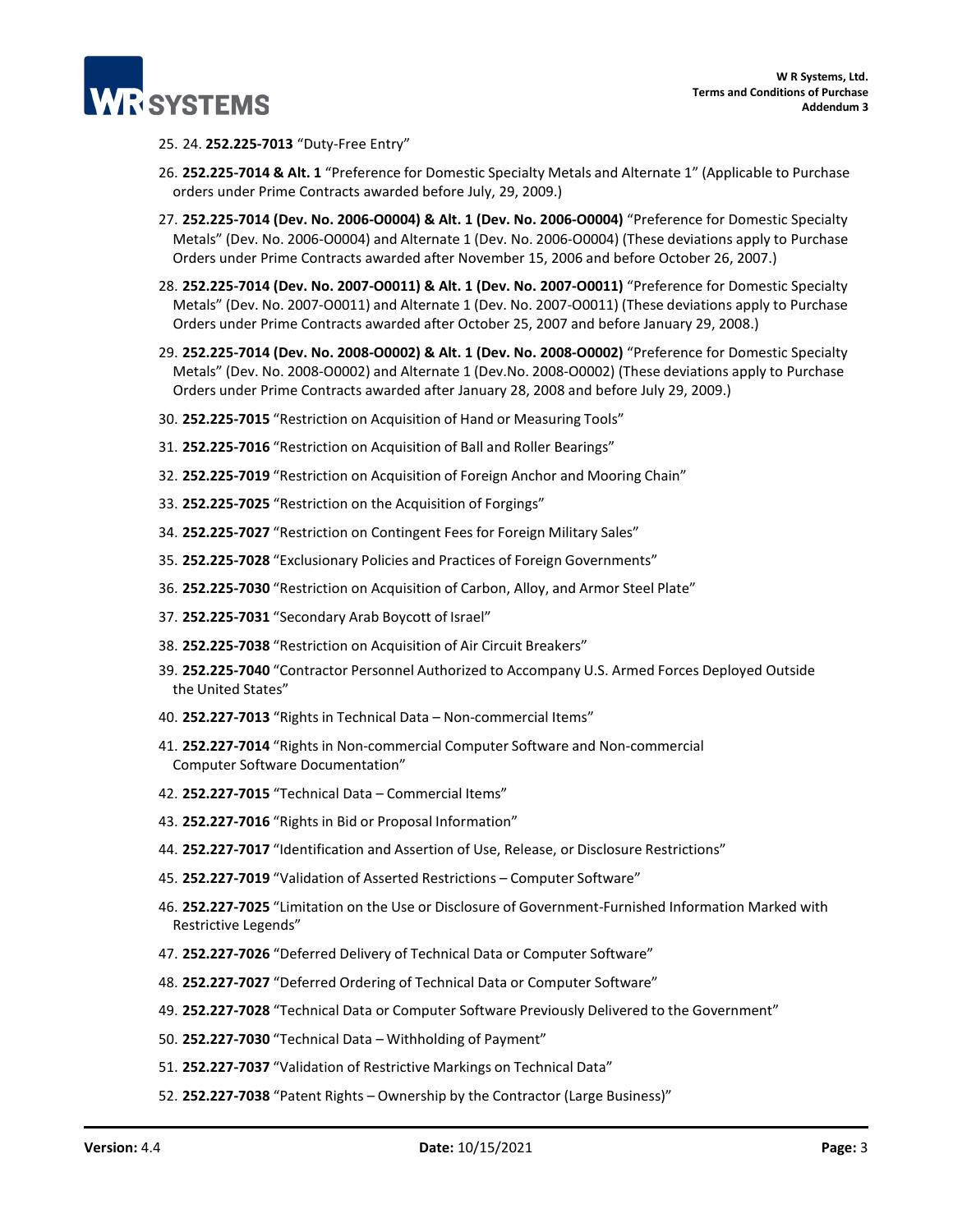25. 24. **252.225-7013** "Duty-Free Entry"
26. **252.225-7014 & Alt. 1** "Preference for Domestic Specialty Metals and Alternate 1" (Applicable to Purchase orders under Prime Contracts awarded before July, 29, 2009.)
27. **252.225-7014 (Dev. No. 2006-O0004) & Alt. 1 (Dev. No. 2006-O0004)** "Preference for Domestic Specialty Metals" (Dev. No. 2006-O0004) and Alternate 1 (Dev. No. 2006-O0004) (These deviations apply to Purchase Orders under Prime Contracts awarded after November 15, 2006 and before October 26, 2007.)
28. **252.225-7014 (Dev. No. 2007-O0011) & Alt. 1 (Dev. No. 2007-O0011)** "Preference for Domestic Specialty Metals" (Dev. No. 2007-O0011) and Alternate 1 (Dev. No. 2007-O0011) (These deviations apply to Purchase Orders under Prime Contracts awarded after October 25, 2007 and before January 29, 2008.)
29. **252.225-7014 (Dev. No. 2008-O0002) & Alt. 1 (Dev. No. 2008-O0002)** "Preference for Domestic Specialty Metals" (Dev. No. 2008-O0002) and Alternate 1 (Dev.No. 2008-O0002) (These deviations apply to Purchase Orders under Prime Contracts awarded after January 28, 2008 and before July 29, 2009.)
30. **252.225-7015** "Restriction on Acquisition of Hand or Measuring Tools"
31. **252.225-7016** "Restriction on Acquisition of Ball and Roller Bearings"
32. **252.225-7019** "Restriction on Acquisition of Foreign Anchor and Mooring Chain"
33. **252.225-7025** "Restriction on the Acquisition of Forgings"
34. **252.225-7027** "Restriction on Contingent Fees for Foreign Military Sales"
35. **252.225-7028** "Exclusionary Policies and Practices of Foreign Governments"
36. **252.225-7030** "Restriction on Acquisition of Carbon, Alloy, and Armor Steel Plate"
37. **252.225-7031** "Secondary Arab Boycott of Israel"
38. **252.225-7038** "Restriction on Acquisition of Air Circuit Breakers"
39. **252.225-7040** "Contractor Personnel Authorized to Accompany U.S. Armed Forces Deployed Outside the United States"
40. **252.227-7013** "Rights in Technical Data – Non-commercial Items"
41. **252.227-7014** "Rights in Non-commercial Computer Software and Non-commercial Computer Software Documentation"
42. **252.227-7015** "Technical Data – Commercial Items"
43. **252.227-7016** "Rights in Bid or Proposal Information"
44. **252.227-7017** "Identification and Assertion of Use, Release, or Disclosure Restrictions"
45. **252.227-7019** "Validation of Asserted Restrictions – Computer Software"
46. **252.227-7025** "Limitation on the Use or Disclosure of Government-Furnished Information Marked with Restrictive Legends"
47. **252.227-7026** "Deferred Delivery of Technical Data or Computer Software"
48. **252.227-7027** "Deferred Ordering of Technical Data or Computer Software"
49. **252.227-7028** "Technical Data or Computer Software Previously Delivered to the Government"
50. **252.227-7030** "Technical Data – Withholding of Payment"
51. **252.227-7037** "Validation of Restrictive Markings on Technical Data"
52. **252.227-7038** "Patent Rights – Ownership by the Contractor (Large Business)"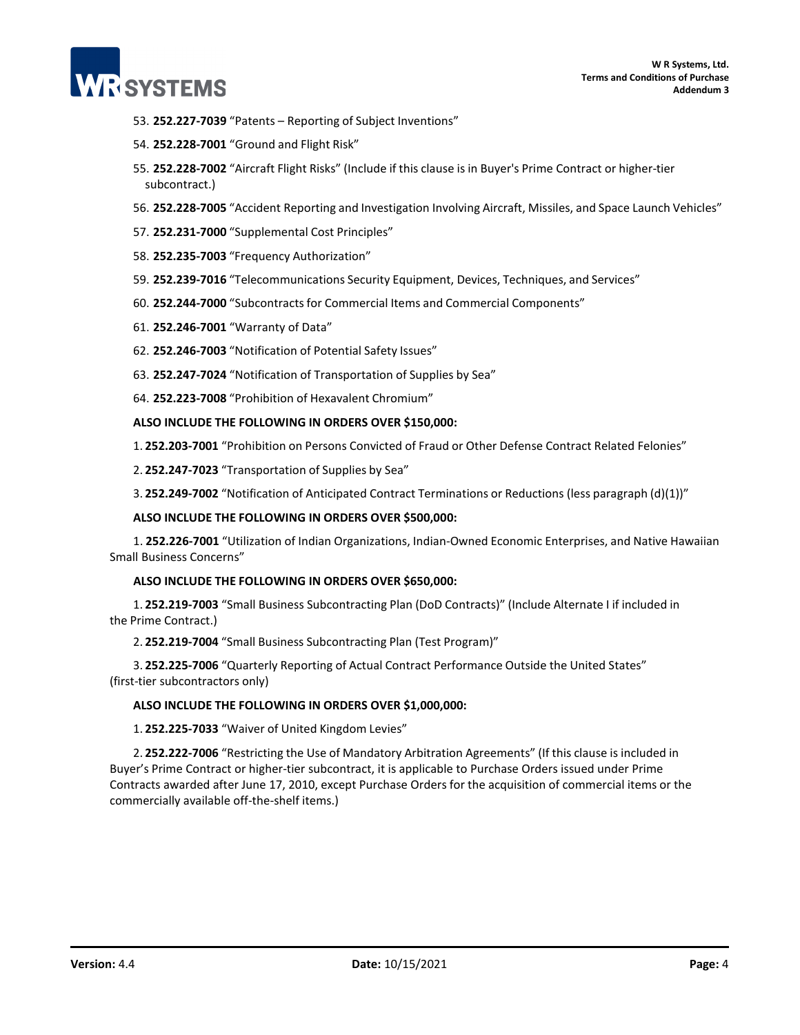53. **252.227-7039** “Patents – Reporting of Subject Inventions”
54. **252.228-7001** “Ground and Flight Risk”
55. **252.228-7002** “Aircraft Flight Risks” (Include if this clause is in Buyer's Prime Contract or higher-tier subcontract.)
56. **252.228-7005** “Accident Reporting and Investigation Involving Aircraft, Missiles, and Space Launch Vehicles”
57. **252.231-7000** “Supplemental Cost Principles”
58. **252.235-7003** “Frequency Authorization”
59. **252.239-7016** “Telecommunications Security Equipment, Devices, Techniques, and Services”
60. **252.244-7000** “Subcontracts for Commercial Items and Commercial Components”
61. **252.246-7001** “Warranty of Data”
62. **252.246-7003** “Notification of Potential Safety Issues”
63. **252.247-7024** “Notification of Transportation of Supplies by Sea”
64. **252.223-7008** “Prohibition of Hexavalent Chromium”

**ALSO INCLUDE THE FOLLOWING IN ORDERS OVER $150,000:**

1. **252.203-7001** “Prohibition on Persons Convicted of Fraud or Other Defense Contract Related Felonies”
2. **252.247-7023** “Transportation of Supplies by Sea”
3. **252.249-7002** “Notification of Anticipated Contract Terminations or Reductions (less paragraph (d)(1))”

**ALSO INCLUDE THE FOLLOWING IN ORDERS OVER $500,000:**

1. **252.226-7001** “Utilization of Indian Organizations, Indian-Owned Economic Enterprises, and Native Hawaiian Small Business Concerns”

**ALSO INCLUDE THE FOLLOWING IN ORDERS OVER $650,000:**

1. **252.219-7003** “Small Business Subcontracting Plan (DoD Contracts)” (Include Alternate I if included in the Prime Contract.)
2. **252.219-7004** “Small Business Subcontracting Plan (Test Program)”
3. **252.225-7006** “Quarterly Reporting of Actual Contract Performance Outside the United States” (first-tier subcontractors only)

**ALSO INCLUDE THE FOLLOWING IN ORDERS OVER $1,000,000:**

1. **252.225-7033** “Waiver of United Kingdom Levies”
2. **252.222-7006** “Restricting the Use of Mandatory Arbitration Agreements” (If this clause is included in Buyer’s Prime Contract or higher-tier subcontract, it is applicable to Purchase Orders issued under Prime Contracts awarded after June 17, 2010, except Purchase Orders for the acquisition of commercial items or the commercially available off-the-shelf items.)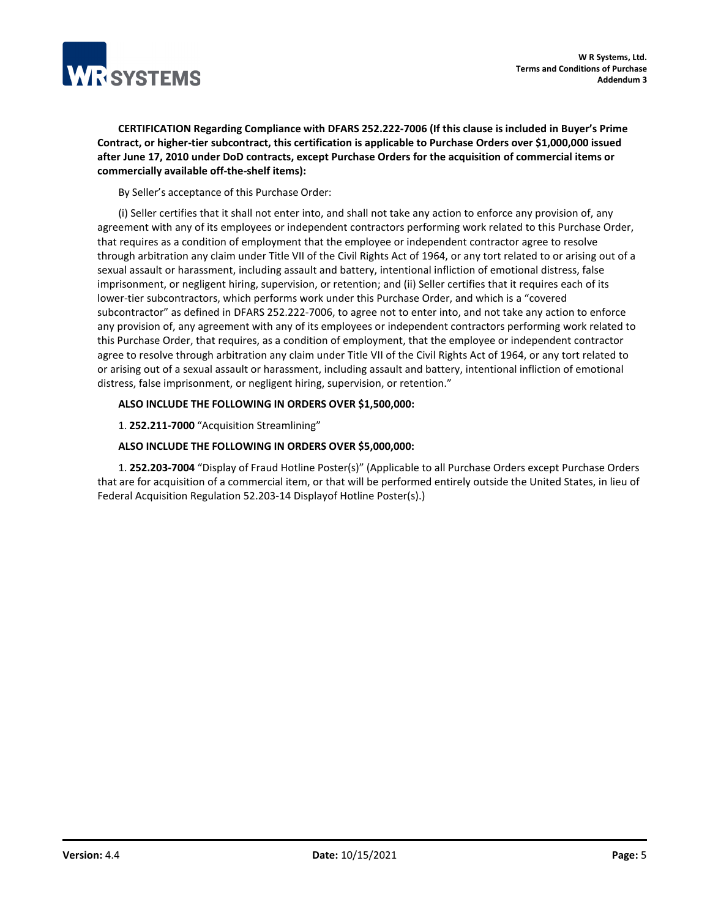**CERTIFICATION Regarding Compliance with DFARS 252.222-7006 (If this clause is included in Buyer's Prime Contract, or higher-tier subcontract, this certification is applicable to Purchase Orders over $1,000,000 issued after June 17, 2010 under DoD contracts, except Purchase Orders for the acquisition of commercial items or commercially available off-the-shelf items):**

By Seller's acceptance of this Purchase Order:

(i) Seller certifies that it shall not enter into, and shall not take any action to enforce any provision of, any agreement with any of its employees or independent contractors performing work related to this Purchase Order, that requires as a condition of employment that the employee or independent contractor agree to resolve through arbitration any claim under Title VII of the Civil Rights Act of 1964, or any tort related to or arising out of a sexual assault or harassment, including assault and battery, intentional infliction of emotional distress, false imprisonment, or negligent hiring, supervision, or retention; and (ii) Seller certifies that it requires each of its lower-tier subcontractors, which performs work under this Purchase Order, and which is a "covered subcontractor" as defined in DFARS 252.222-7006, to agree not to enter into, and not take any action to enforce any provision of, any agreement with any of its employees or independent contractors performing work related to this Purchase Order, that requires, as a condition of employment, that the employee or independent contractor agree to resolve through arbitration any claim under Title VII of the Civil Rights Act of 1964, or any tort related to or arising out of a sexual assault or harassment, including assault and battery, intentional infliction of emotional distress, false imprisonment, or negligent hiring, supervision, or retention."

**ALSO INCLUDE THE FOLLOWING IN ORDERS OVER $1,500,000:**

1. **252.211-7000** "Acquisition Streamlining"

**ALSO INCLUDE THE FOLLOWING IN ORDERS OVER $5,000,000:**

1. **252.203-7004** "Display of Fraud Hotline Poster(s)" (Applicable to all Purchase Orders except Purchase Orders that are for acquisition of a commercial item, or that will be performed entirely outside the United States, in lieu of Federal Acquisition Regulation 52.203-14 Displayof Hotline Poster(s).)